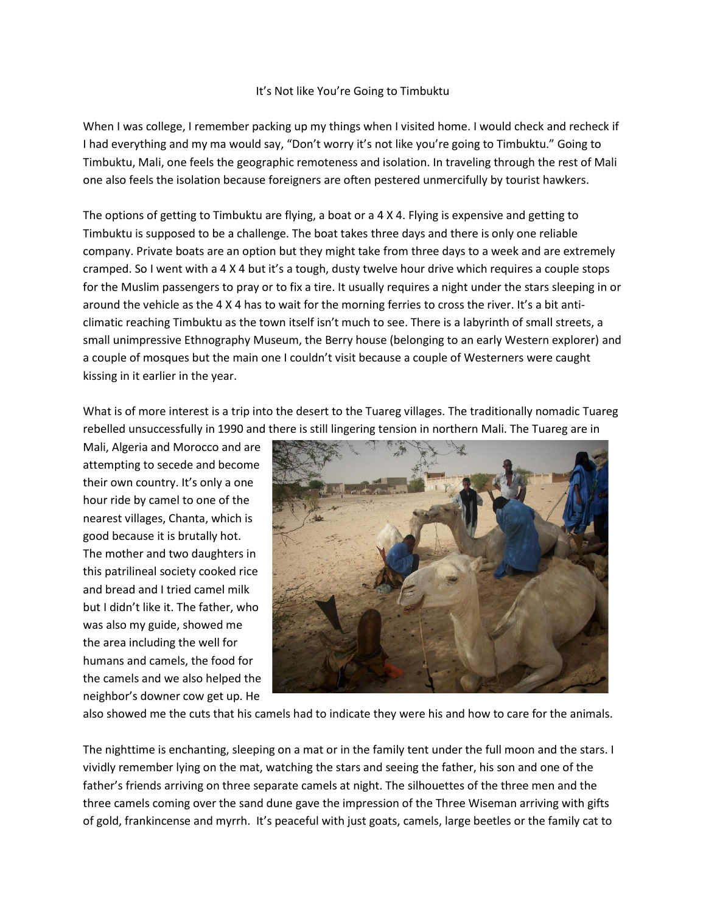# It's Not like You're Going to Timbuktu

When I was college, I remember packing up my things when I visited home. I would check and recheck if I had everything and my ma would say, "Don't worry it's not like you're going to Timbuktu." Going to Timbuktu, Mali, one feels the geographic remoteness and isolation. In traveling through the rest of Mali one also feels the isolation because foreigners are often pestered unmercifully by tourist hawkers.

The options of getting to Timbuktu are flying, a boat or a 4 X 4. Flying is expensive and getting to Timbuktu is supposed to be a challenge. The boat takes three days and there is only one reliable company. Private boats are an option but they might take from three days to a week and are extremely cramped. So I went with a 4 X 4 but it's a tough, dusty twelve hour drive which requires a couple stops for the Muslim passengers to pray or to fix a tire. It usually requires a night under the stars sleeping in or around the vehicle as the 4 X 4 has to wait for the morning ferries to cross the river. It's a bit anti-climatic reaching Timbuktu as the town itself isn't much to see. There is a labyrinth of small streets, a small unimpressive Ethnography Museum, the Berry house (belonging to an early Western explorer) and a couple of mosques but the main one I couldn't visit because a couple of Westerners were caught kissing in it earlier in the year.

What is of more interest is a trip into the desert to the Tuareg villages. The traditionally nomadic Tuareg rebelled unsuccessfully in 1990 and there is still lingering tension in northern Mali. The Tuareg are in Mali, Algeria and Morocco and are attempting to secede and become their own country. It's only a one hour ride by camel to one of the nearest villages, Chanta, which is good because it is brutally hot. The mother and two daughters in this patrilineal society cooked rice and bread and I tried camel milk but I didn't like it. The father, who was also my guide, showed me the area including the well for humans and camels, the food for the camels and we also helped the neighbor's downer cow get up. He also showed me the cuts that his camels had to indicate they were his and how to care for the animals.

The nighttime is enchanting, sleeping on a mat or in the family tent under the full moon and the stars. I vividly remember lying on the mat, watching the stars and seeing the father, his son and one of the father's friends arriving on three separate camels at night. The silhouettes of the three men and the three camels coming over the sand dune gave the impression of the Three Wiseman arriving with gifts of gold, frankincense and myrrh. It's peaceful with just goats, camels, large beetles or the family cat to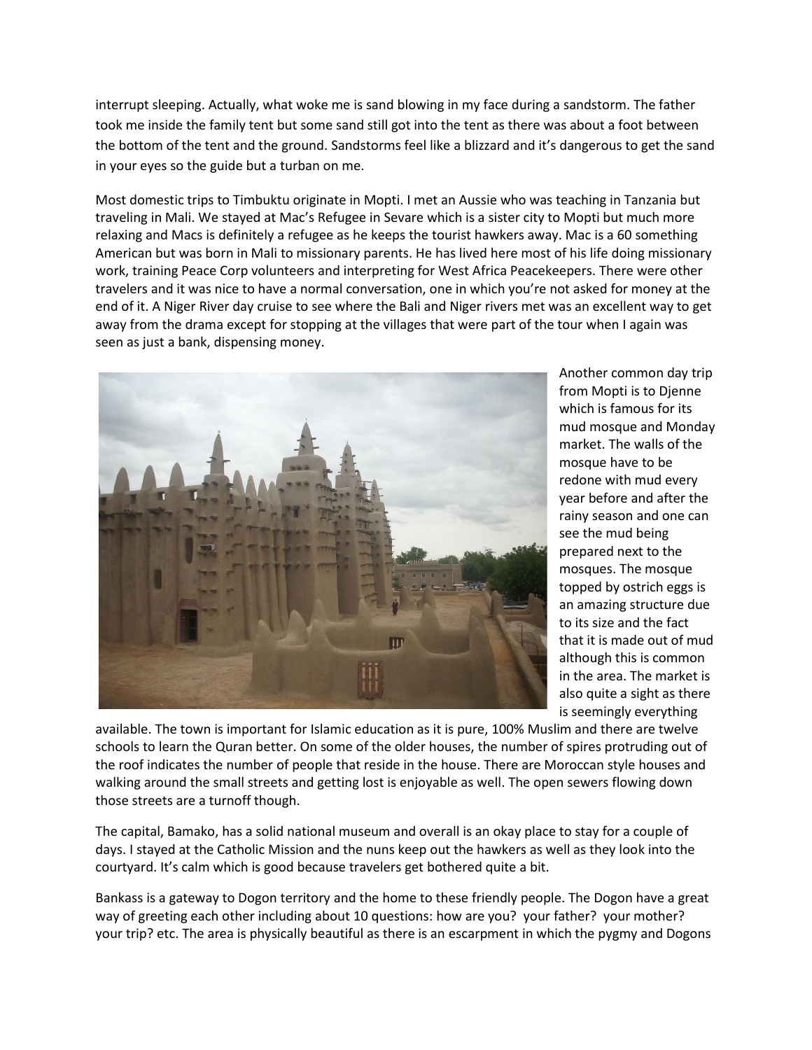interrupt sleeping. Actually, what woke me is sand blowing in my face during a sandstorm. The father took me inside the family tent but some sand still got into the tent as there was about a foot between the bottom of the tent and the ground. Sandstorms feel like a blizzard and it's dangerous to get the sand in your eyes so the guide but a turban on me.

Most domestic trips to Timbuktu originate in Mopti. I met an Aussie who was teaching in Tanzania but traveling in Mali. We stayed at Mac's Refugee in Sevare which is a sister city to Mopti but much more relaxing and Macs is definitely a refugee as he keeps the tourist hawkers away. Mac is a 60 something American but was born in Mali to missionary parents. He has lived here most of his life doing missionary work, training Peace Corp volunteers and interpreting for West Africa Peacekeepers. There were other travelers and it was nice to have a normal conversation, one in which you're not asked for money at the end of it. A Niger River day cruise to see where the Bali and Niger rivers met was an excellent way to get away from the drama except for stopping at the villages that were part of the tour when I again was seen as just a bank, dispensing money.

Another common day trip from Mopti is to Djenne which is famous for its mud mosque and Monday market. The walls of the mosque have to be redone with mud every year before and after the rainy season and one can see the mud being prepared next to the mosques. The mosque topped by ostrich eggs is an amazing structure due to its size and the fact that it is made out of mud although this is common in the area. The market is also quite a sight as there is seemingly everything available. The town is important for Islamic education as it is pure, 100% Muslim and there are twelve schools to learn the Quran better. On some of the older houses, the number of spires protruding out of the roof indicates the number of people that reside in the house. There are Moroccan style houses and walking around the small streets and getting lost is enjoyable as well. The open sewers flowing down those streets are a turnoff though.

The capital, Bamako, has a solid national museum and overall is an okay place to stay for a couple of days. I stayed at the Catholic Mission and the nuns keep out the hawkers as well as they look into the courtyard. It's calm which is good because travelers get bothered quite a bit.

Bankass is a gateway to Dogon territory and the home to these friendly people. The Dogon have a great way of greeting each other including about 10 questions: how are you? your father? your mother? your trip? etc. The area is physically beautiful as there is an escarpment in which the pygmy and Dogons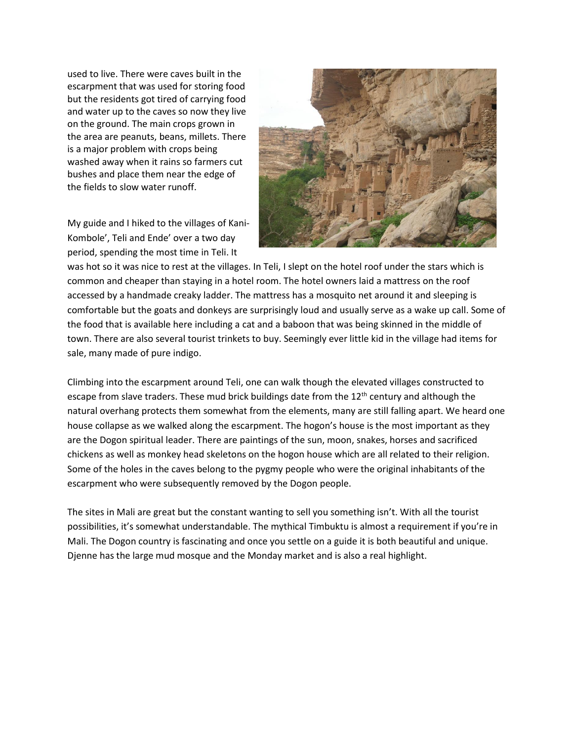used to live. There were caves built in the escarpment that was used for storing food but the residents got tired of carrying food and water up to the caves so now they live on the ground. The main crops grown in the area are peanuts, beans, millets. There is a major problem with crops being washed away when it rains so farmers cut bushes and place them near the edge of the fields to slow water runoff.

My guide and I hiked to the villages of Kani-Kombole', Teli and Ende' over a two day period, spending the most time in Teli. It was hot so it was nice to rest at the villages. In Teli, I slept on the hotel roof under the stars which is common and cheaper than staying in a hotel room. The hotel owners laid a mattress on the roof accessed by a handmade creaky ladder. The mattress has a mosquito net around it and sleeping is comfortable but the goats and donkeys are surprisingly loud and usually serve as a wake up call. Some of the food that is available here including a cat and a baboon that was being skinned in the middle of town. There are also several tourist trinkets to buy. Seemingly ever little kid in the village had items for sale, many made of pure indigo.

Climbing into the escarpment around Teli, one can walk though the elevated villages constructed to escape from slave traders. These mud brick buildings date from the 12th century and although the natural overhang protects them somewhat from the elements, many are still falling apart. We heard one house collapse as we walked along the escarpment. The hogon's house is the most important as they are the Dogon spiritual leader. There are paintings of the sun, moon, snakes, horses and sacrificed chickens as well as monkey head skeletons on the hogon house which are all related to their religion. Some of the holes in the caves belong to the pygmy people who were the original inhabitants of the escarpment who were subsequently removed by the Dogon people.

The sites in Mali are great but the constant wanting to sell you something isn't. With all the tourist possibilities, it's somewhat understandable. The mythical Timbuktu is almost a requirement if you're in Mali. The Dogon country is fascinating and once you settle on a guide it is both beautiful and unique. Djenne has the large mud mosque and the Monday market and is also a real highlight.